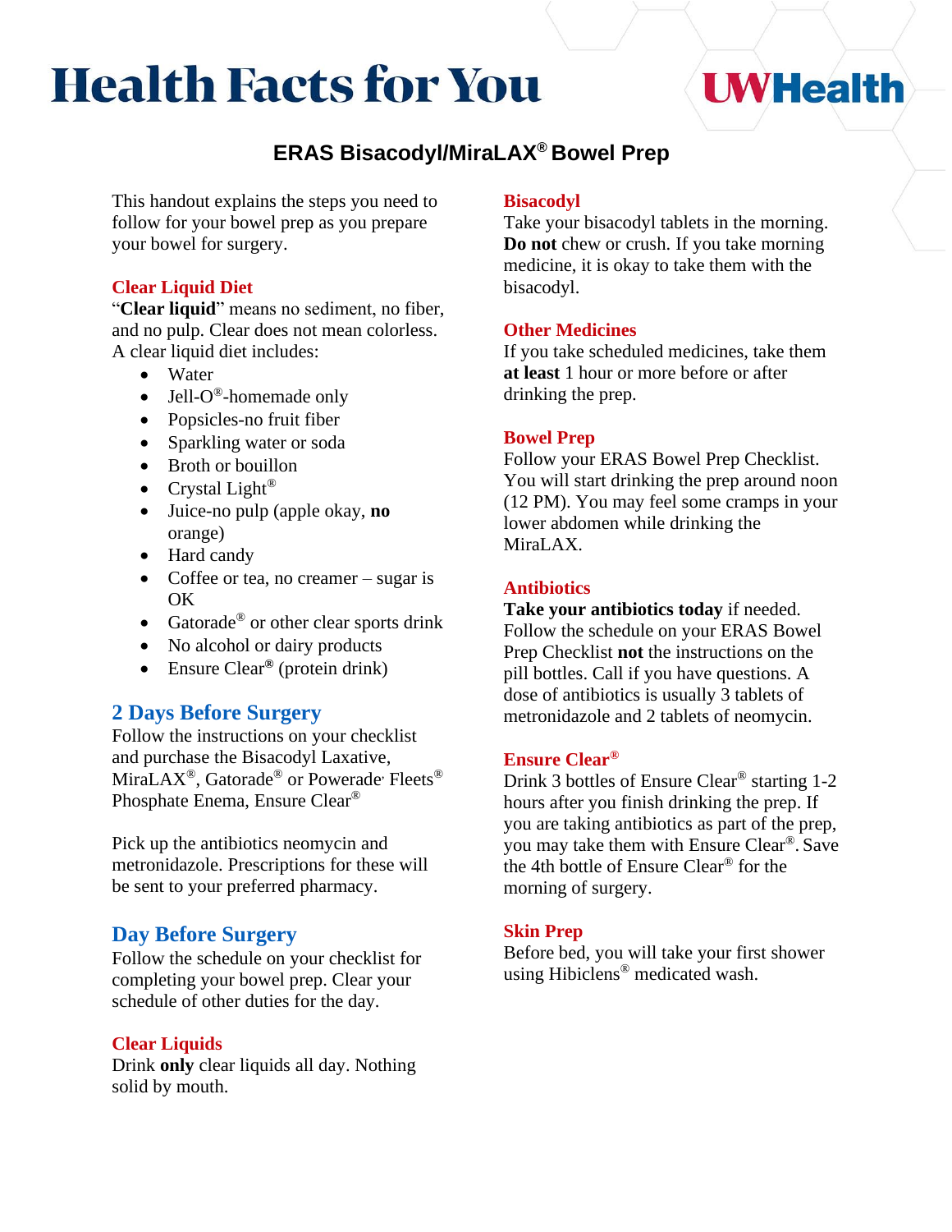# Health Facts for You

UWHealth

## ERAS Bisacodyl/MiraLAX® Bowel Prep

This handout explains the steps you need to follow for your bowel prep as you prepare your bowel for surgery.

### Clear Liquid Diet

"**Clear liquid**" means no sediment, no fiber, and no pulp. Clear does not mean colorless. A clear liquid diet includes:

- Water
- Jell-O®-homemade only
- Popsicles-no fruit fiber
- Sparkling water or soda
- Broth or bouillon
- Crystal Light®
- Juice-no pulp (apple okay, **no** orange)
- Hard candy
- Coffee or tea, no creamer – sugar is OK
- Gatorade® or other clear sports drink
- No alcohol or dairy products
- Ensure Clear® (protein drink)

## 2 Days Before Surgery

Follow the instructions on your checklist and purchase the Bisacodyl Laxative, MiraLAX®, Gatorade® or Powerade, Fleets® Phosphate Enema, Ensure Clear®

Pick up the antibiotics neomycin and metronidazole. Prescriptions for these will be sent to your preferred pharmacy.

## Day Before Surgery

Follow the schedule on your checklist for completing your bowel prep. Clear your schedule of other duties for the day.

### Clear Liquids

Drink **only** clear liquids all day. Nothing solid by mouth.

### Bisacodyl

Take your bisacodyl tablets in the morning. **Do not** chew or crush. If you take morning medicine, it is okay to take them with the bisacodyl.

### Other Medicines

If you take scheduled medicines, take them **at least** 1 hour or more before or after drinking the prep.

### Bowel Prep

Follow your ERAS Bowel Prep Checklist. You will start drinking the prep around noon (12 PM). You may feel some cramps in your lower abdomen while drinking the MiraLAX.

### Antibiotics

**Take your antibiotics today** if needed. Follow the schedule on your ERAS Bowel Prep Checklist **not** the instructions on the pill bottles. Call if you have questions. A dose of antibiotics is usually 3 tablets of metronidazole and 2 tablets of neomycin.

### Ensure Clear®

Drink 3 bottles of Ensure Clear® starting 1-2 hours after you finish drinking the prep. If you are taking antibiotics as part of the prep, you may take them with Ensure Clear®. Save the 4th bottle of Ensure Clear® for the morning of surgery.

### Skin Prep

Before bed, you will take your first shower using Hibiclens® medicated wash.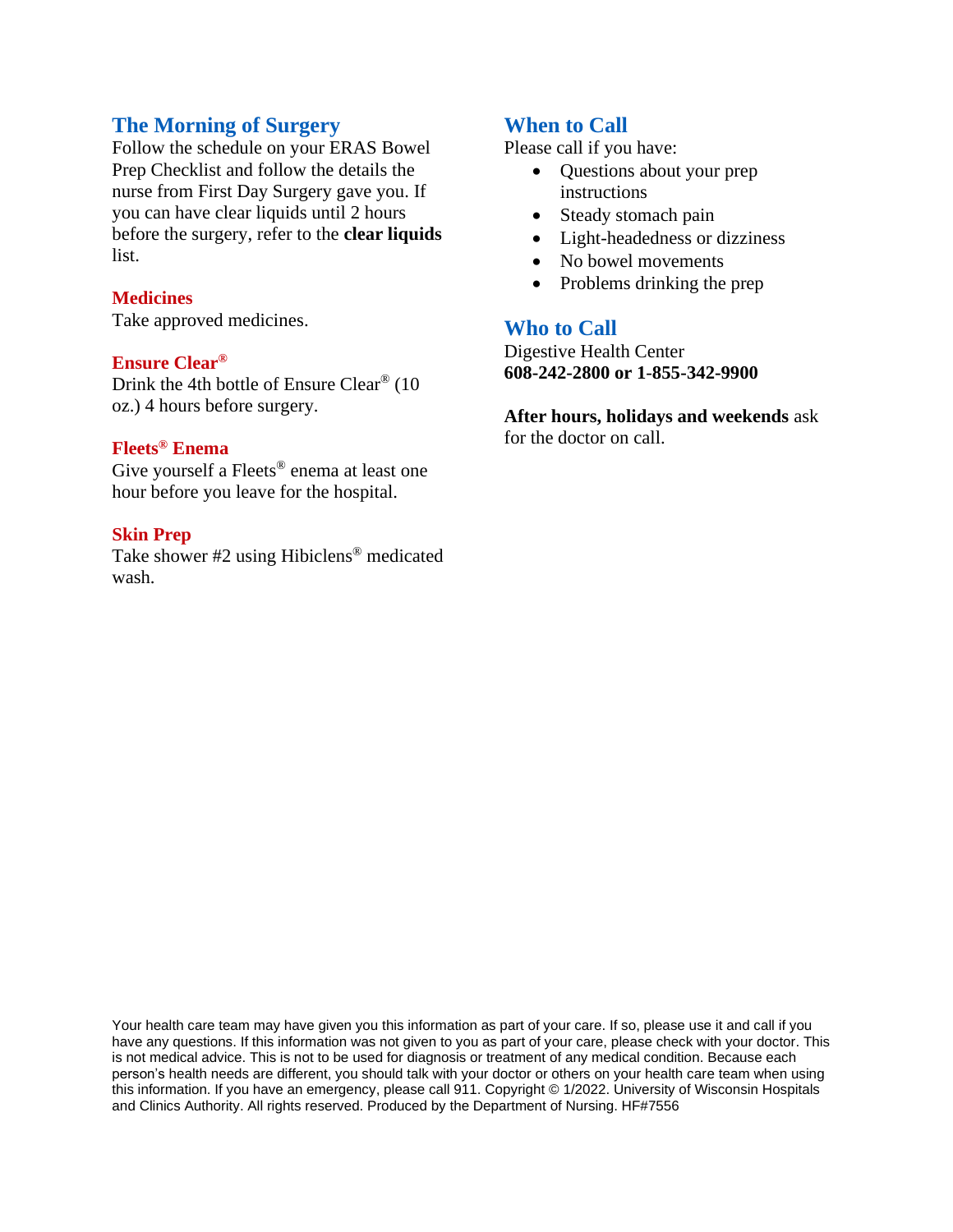## The Morning of Surgery

Follow the schedule on your ERAS Bowel Prep Checklist and follow the details the nurse from First Day Surgery gave you. If you can have clear liquids until 2 hours before the surgery, refer to the **clear liquids** list.

### Medicines

Take approved medicines.

### Ensure Clear®

Drink the 4th bottle of Ensure Clear® (10 oz.) 4 hours before surgery.

### Fleets® Enema

Give yourself a Fleets® enema at least one hour before you leave for the hospital.

### Skin Prep

Take shower #2 using Hibiclens® medicated wash.

## When to Call

Please call if you have:

- Questions about your prep instructions
- Steady stomach pain
- Light-headedness or dizziness
- No bowel movements
- Problems drinking the prep

## Who to Call

Digestive Health Center
**608-242-2800 or 1-855-342-9900**

**After hours, holidays and weekends** ask for the doctor on call.

Your health care team may have given you this information as part of your care. If so, please use it and call if you have any questions. If this information was not given to you as part of your care, please check with your doctor. This is not medical advice. This is not to be used for diagnosis or treatment of any medical condition. Because each person's health needs are different, you should talk with your doctor or others on your health care team when using this information. If you have an emergency, please call 911. Copyright © 1/2022. University of Wisconsin Hospitals and Clinics Authority. All rights reserved. Produced by the Department of Nursing. HF#7556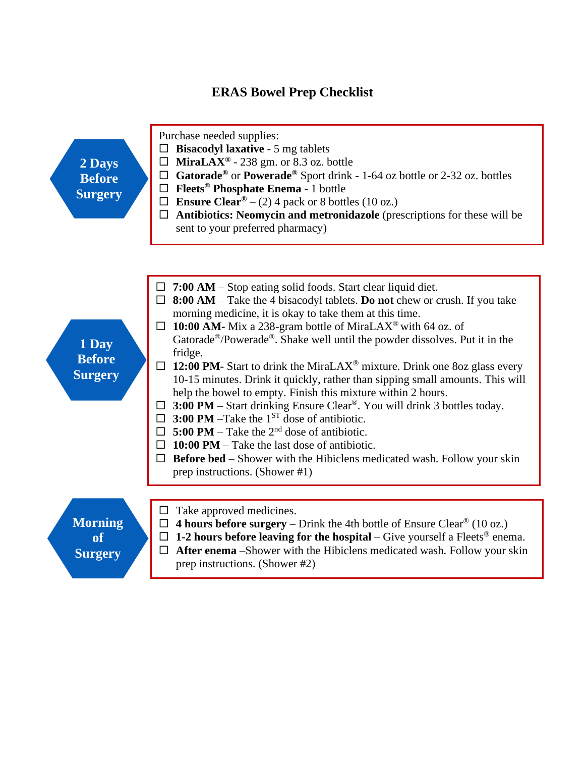# ERAS Bowel Prep Checklist

## 2 Days Before Surgery

Purchase needed supplies:

- ☐ **Bisacodyl laxative** - 5 mg tablets
- ☐ **MiraLAX®** - 238 gm. or 8.3 oz. bottle
- ☐ **Gatorade®** or **Powerade®** Sport drink - 1-64 oz bottle or 2-32 oz. bottles
- ☐ **Fleets® Phosphate Enema** - 1 bottle
- ☐ **Ensure Clear®** – (2) 4 pack or 8 bottles (10 oz.)
- ☐ **Antibiotics: Neomycin and metronidazole** (prescriptions for these will be sent to your preferred pharmacy)

## 1 Day Before Surgery

- ☐ **7:00 AM** – Stop eating solid foods. Start clear liquid diet.
- ☐ **8:00 AM** – Take the 4 bisacodyl tablets. **Do not** chew or crush. If you take morning medicine, it is okay to take them at this time.
- ☐ **10:00 AM-** Mix a 238-gram bottle of MiraLAX® with 64 oz. of Gatorade®/Powerade®. Shake well until the powder dissolves. Put it in the fridge.
- ☐ **12:00 PM-** Start to drink the MiraLAX® mixture. Drink one 8oz glass every 10-15 minutes. Drink it quickly, rather than sipping small amounts. This will help the bowel to empty. Finish this mixture within 2 hours.
- ☐ **3:00 PM** – Start drinking Ensure Clear®. You will drink 3 bottles today.
- ☐ **3:00 PM** –Take the 1ST dose of antibiotic.
- ☐ **5:00 PM** – Take the 2nd dose of antibiotic.
- ☐ **10:00 PM** – Take the last dose of antibiotic.
- ☐ **Before bed** – Shower with the Hibiclens medicated wash. Follow your skin prep instructions. (Shower #1)

## Morning of Surgery

- ☐ Take approved medicines.
- ☐ **4 hours before surgery** – Drink the 4th bottle of Ensure Clear® (10 oz.)
- ☐ **1-2 hours before leaving for the hospital** – Give yourself a Fleets® enema.
- ☐ **After enema** –Shower with the Hibiclens medicated wash. Follow your skin prep instructions. (Shower #2)